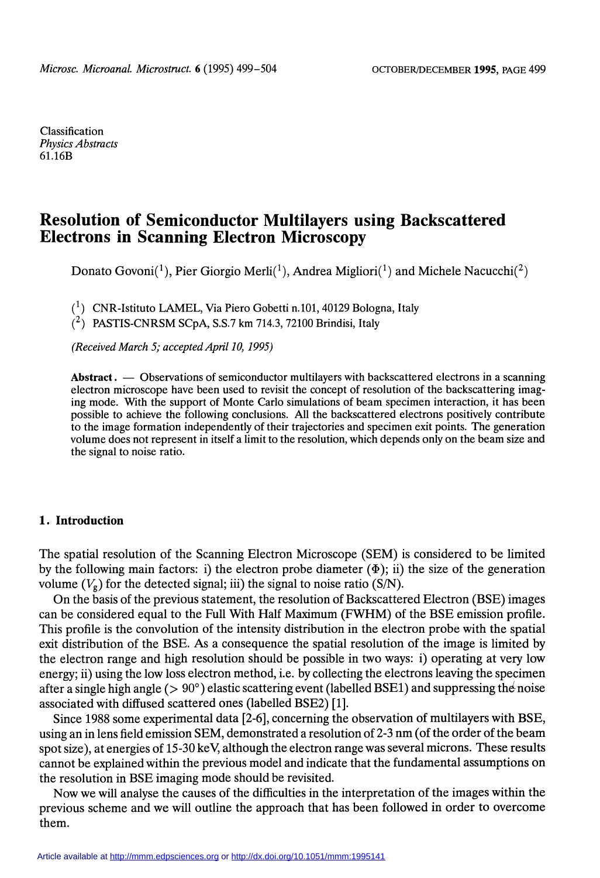Classification
*Physics Abstracts*
61.16B

# Resolution of Semiconductor Multilayers using Backscattered Electrons in Scanning Electron Microscopy

Donato Govoni([1]), Pier Giorgio Merli([1]), Andrea Migliori([1]) and Michele Nacucchi([2])

([1]) CNR-Istituto LAMEL, Via Piero Gobetti n.101, 40129 Bologna, Italy
([2]) PASTIS-CNRSM SCpA, S.S.7 km 714.3, 72100 Brindisi, Italy

*(Received March 5; accepted April 10, 1995)*

**Abstract.** — Observations of semiconductor multilayers with backscattered electrons in a scanning electron microscope have been used to revisit the concept of resolution of the backscattering imaging mode. With the support of Monte Carlo simulations of beam specimen interaction, it has been possible to achieve the following conclusions. All the backscattered electrons positively contribute to the image formation independently of their trajectories and specimen exit points. The generation volume does not represent in itself a limit to the resolution, which depends only on the beam size and the signal to noise ratio.

## 1. Introduction

The spatial resolution of the Scanning Electron Microscope (SEM) is considered to be limited by the following main factors: i) the electron probe diameter ($\Phi$); ii) the size of the generation volume ($V_g$) for the detected signal; iii) the signal to noise ratio (S/N).

On the basis of the previous statement, the resolution of Backscattered Electron (BSE) images can be considered equal to the Full With Half Maximum (FWHM) of the BSE emission profile. This profile is the convolution of the intensity distribution in the electron probe with the spatial exit distribution of the BSE. As a consequence the spatial resolution of the image is limited by the electron range and high resolution should be possible in two ways: i) operating at very low energy; ii) using the low loss electron method, i.e. by collecting the electrons leaving the specimen after a single high angle ($> 90°$) elastic scattering event (labelled BSE1) and suppressing the noise associated with diffused scattered ones (labelled BSE2) [1].

Since 1988 some experimental data [2-6], concerning the observation of multilayers with BSE, using an in lens field emission SEM, demonstrated a resolution of 2-3 nm (of the order of the beam spot size), at energies of 15-30 keV, although the electron range was several microns. These results cannot be explained within the previous model and indicate that the fundamental assumptions on the resolution in BSE imaging mode should be revisited.

Now we will analyse the causes of the difficulties in the interpretation of the images within the previous scheme and we will outline the approach that has been followed in order to overcome them.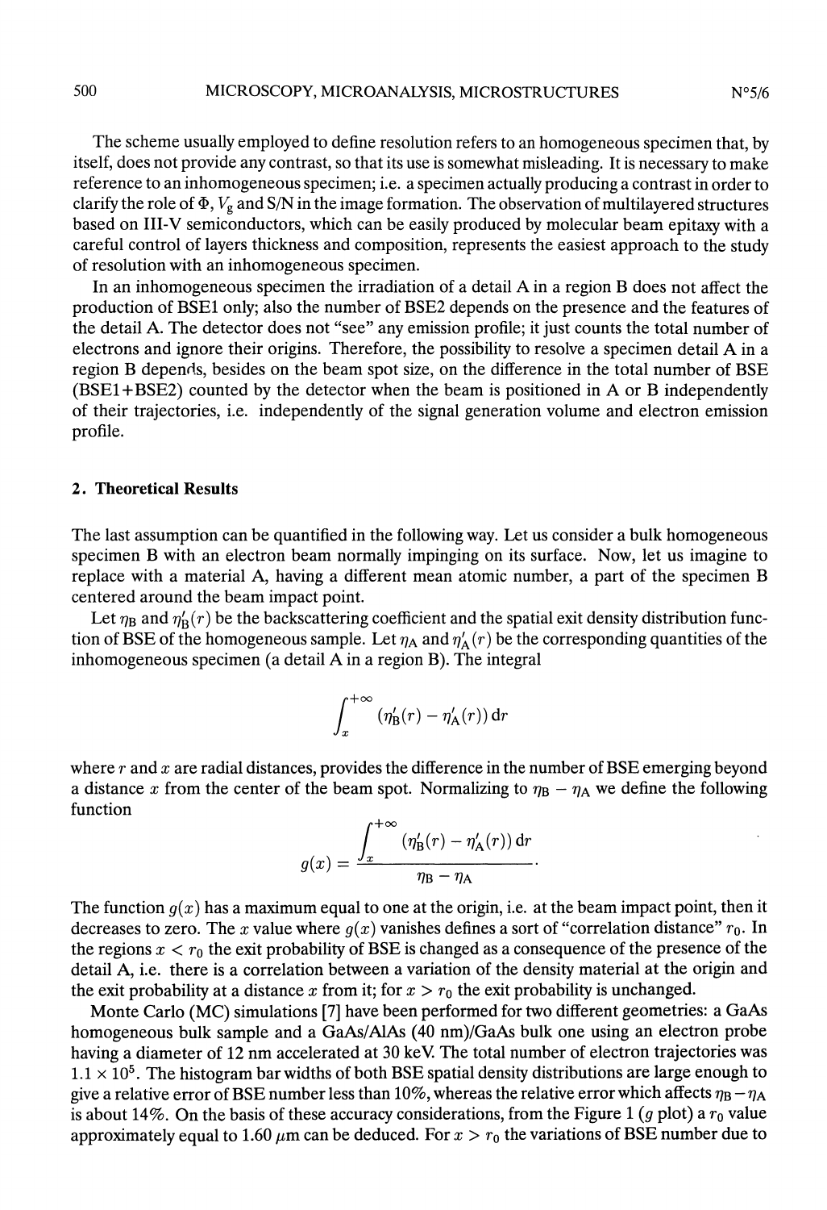The scheme usually employed to define resolution refers to an homogeneous specimen that, by itself, does not provide any contrast, so that its use is somewhat misleading. It is necessary to make reference to an inhomogeneous specimen; i.e. a specimen actually producing a contrast in order to clarify the role of $\Phi$, $V_g$ and S/N in the image formation. The observation of multilayered structures based on III-V semiconductors, which can be easily produced by molecular beam epitaxy with a careful control of layers thickness and composition, represents the easiest approach to the study of resolution with an inhomogeneous specimen.

In an inhomogeneous specimen the irradiation of a detail A in a region B does not affect the production of BSE1 only; also the number of BSE2 depends on the presence and the features of the detail A. The detector does not "see" any emission profile; it just counts the total number of electrons and ignore their origins. Therefore, the possibility to resolve a specimen detail A in a region B depends, besides on the beam spot size, on the difference in the total number of BSE (BSE1+BSE2) counted by the detector when the beam is positioned in A or B independently of their trajectories, i.e. independently of the signal generation volume and electron emission profile.

## 2. Theoretical Results

The last assumption can be quantified in the following way. Let us consider a bulk homogeneous specimen B with an electron beam normally impinging on its surface. Now, let us imagine to replace with a material A, having a different mean atomic number, a part of the specimen B centered around the beam impact point.

Let $\eta_B$ and $\eta'_B(r)$ be the backscattering coefficient and the spatial exit density distribution function of BSE of the homogeneous sample. Let $\eta_A$ and $\eta'_A(r)$ be the corresponding quantities of the inhomogeneous specimen (a detail A in a region B). The integral

$$\int_x^{+\infty} (\eta'_B(r) - \eta'_A(r))\,\mathrm{d}r$$

where $r$ and $x$ are radial distances, provides the difference in the number of BSE emerging beyond a distance $x$ from the center of the beam spot. Normalizing to $\eta_B - \eta_A$ we define the following function

$$g(x) = \frac{\displaystyle\int_x^{+\infty} (\eta'_B(r) - \eta'_A(r))\,\mathrm{d}r}{\eta_B - \eta_A}.$$

The function $g(x)$ has a maximum equal to one at the origin, i.e. at the beam impact point, then it decreases to zero. The $x$ value where $g(x)$ vanishes defines a sort of "correlation distance" $r_0$. In the regions $x < r_0$ the exit probability of BSE is changed as a consequence of the presence of the detail A, i.e. there is a correlation between a variation of the density material at the origin and the exit probability at a distance $x$ from it; for $x > r_0$ the exit probability is unchanged.

Monte Carlo (MC) simulations [7] have been performed for two different geometries: a GaAs homogeneous bulk sample and a GaAs/AlAs (40 nm)/GaAs bulk one using an electron probe having a diameter of 12 nm accelerated at 30 keV. The total number of electron trajectories was $1.1 \times 10^5$. The histogram bar widths of both BSE spatial density distributions are large enough to give a relative error of BSE number less than 10%, whereas the relative error which affects $\eta_B - \eta_A$ is about 14%. On the basis of these accuracy considerations, from the Figure 1 ($g$ plot) a $r_0$ value approximately equal to 1.60 $\mu$m can be deduced. For $x > r_0$ the variations of BSE number due to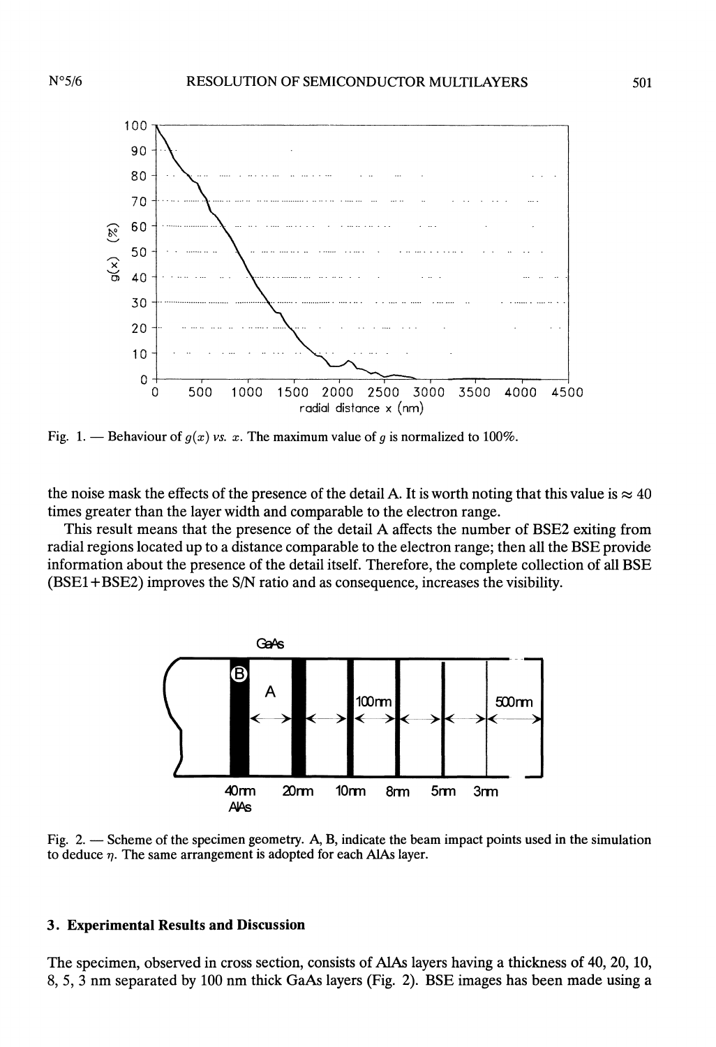Fig. 1. — Behaviour of $g(x)$ *vs.* $x$. The maximum value of $g$ is normalized to 100%.

the noise mask the effects of the presence of the detail A. It is worth noting that this value is $\approx 40$ times greater than the layer width and comparable to the electron range.

This result means that the presence of the detail A affects the number of BSE2 exiting from radial regions located up to a distance comparable to the electron range; then all the BSE provide information about the presence of the detail itself. Therefore, the complete collection of all BSE (BSE1+BSE2) improves the S/N ratio and as consequence, increases the visibility.

Fig. 2. — Scheme of the specimen geometry. A, B, indicate the beam impact points used in the simulation to deduce $\eta$. The same arrangement is adopted for each AlAs layer.

## 3. Experimental Results and Discussion

The specimen, observed in cross section, consists of AlAs layers having a thickness of 40, 20, 10, 8, 5, 3 nm separated by 100 nm thick GaAs layers (Fig. 2). BSE images has been made using a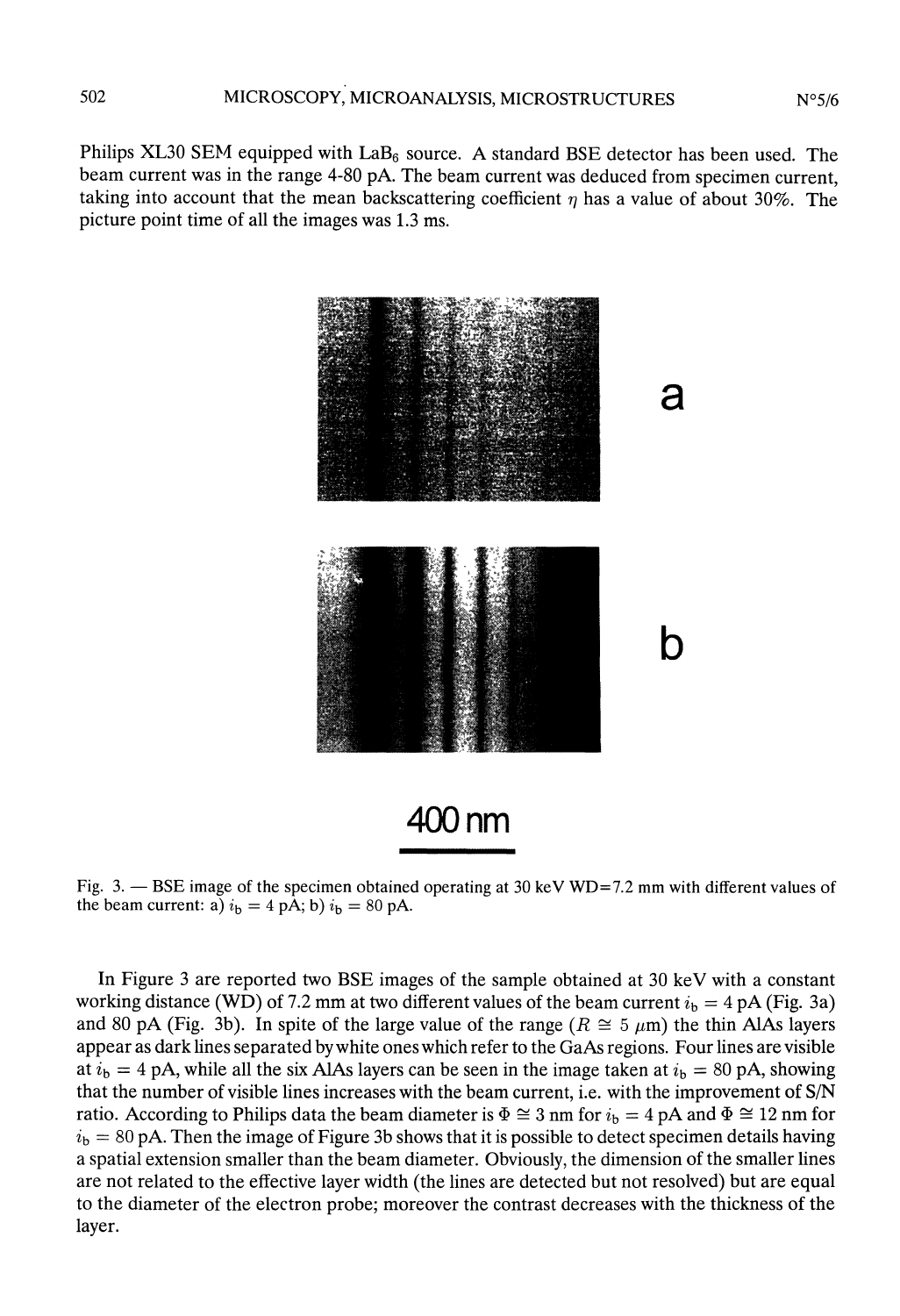Philips XL30 SEM equipped with $LaB_6$ source. A standard BSE detector has been used. The beam current was in the range 4-80 pA. The beam current was deduced from specimen current, taking into account that the mean backscattering coefficient $\eta$ has a value of about 30%. The picture point time of all the images was 1.3 ms.

Fig. 3. — BSE image of the specimen obtained operating at 30 keV WD=7.2 mm with different values of the beam current: a) $i_b = 4$ pA; b) $i_b = 80$ pA.

In Figure 3 are reported two BSE images of the sample obtained at 30 keV with a constant working distance (WD) of 7.2 mm at two different values of the beam current $i_b = 4$ pA (Fig. 3a) and 80 pA (Fig. 3b). In spite of the large value of the range ($R \cong 5$ $\mu$m) the thin AlAs layers appear as dark lines separated by white ones which refer to the GaAs regions. Four lines are visible at $i_b = 4$ pA, while all the six AlAs layers can be seen in the image taken at $i_b = 80$ pA, showing that the number of visible lines increases with the beam current, i.e. with the improvement of S/N ratio. According to Philips data the beam diameter is $\Phi \cong 3$ nm for $i_b = 4$ pA and $\Phi \cong 12$ nm for $i_b = 80$ pA. Then the image of Figure 3b shows that it is possible to detect specimen details having a spatial extension smaller than the beam diameter. Obviously, the dimension of the smaller lines are not related to the effective layer width (the lines are detected but not resolved) but are equal to the diameter of the electron probe; moreover the contrast decreases with the thickness of the layer.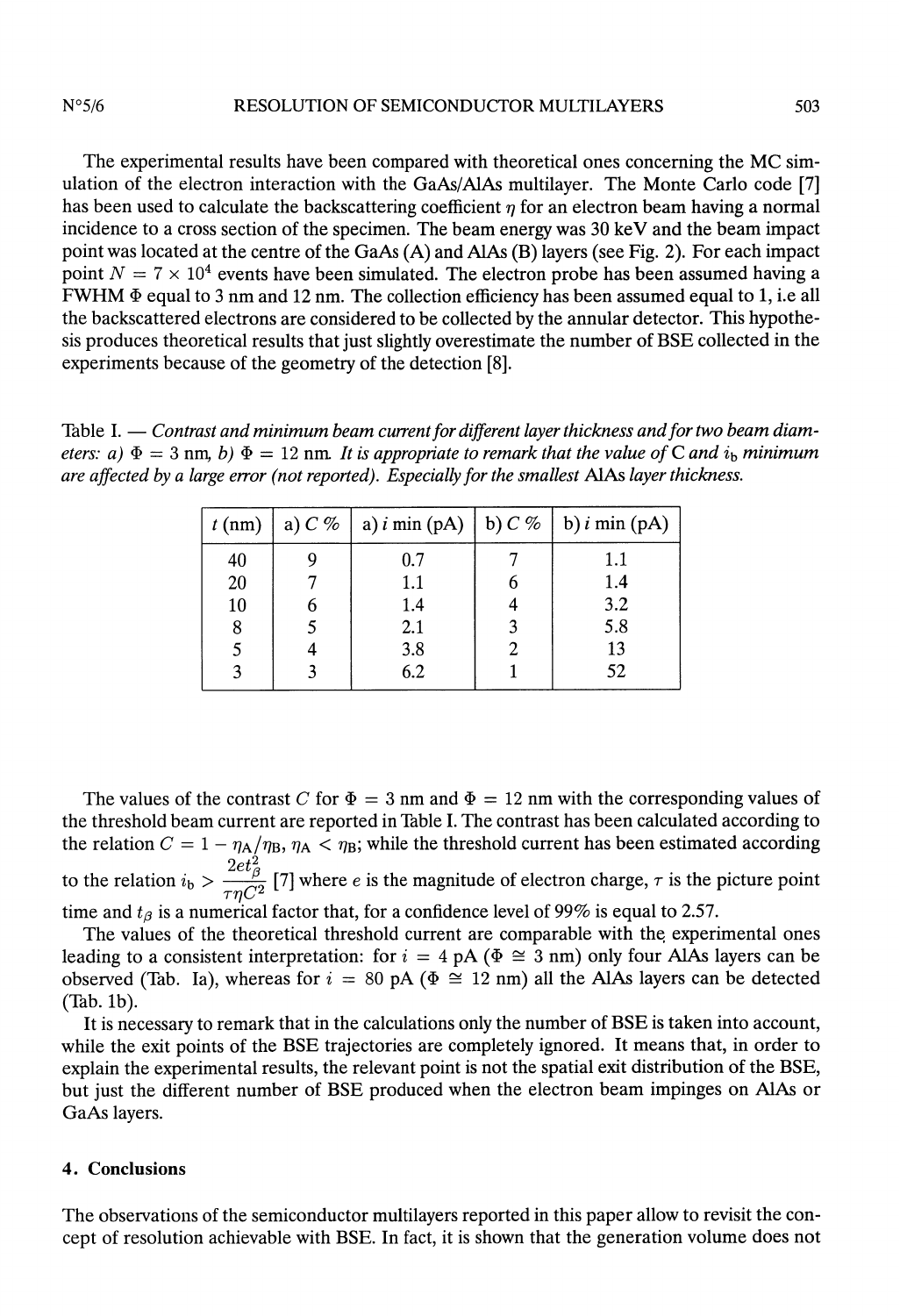The experimental results have been compared with theoretical ones concerning the MC simulation of the electron interaction with the GaAs/AlAs multilayer. The Monte Carlo code [7] has been used to calculate the backscattering coefficient $\eta$ for an electron beam having a normal incidence to a cross section of the specimen. The beam energy was 30 keV and the beam impact point was located at the centre of the GaAs (A) and AlAs (B) layers (see Fig. 2). For each impact point $N = 7 \times 10^4$ events have been simulated. The electron probe has been assumed having a FWHM $\Phi$ equal to 3 nm and 12 nm. The collection efficiency has been assumed equal to 1, i.e all the backscattered electrons are considered to be collected by the annular detector. This hypothesis produces theoretical results that just slightly overestimate the number of BSE collected in the experiments because of the geometry of the detection [8].

Table I. — *Contrast and minimum beam current for different layer thickness and for two beam diameters: a) $\Phi = 3$ nm, b) $\Phi = 12$ nm. It is appropriate to remark that the value of C and $i_b$ minimum are affected by a large error (not reported). Especially for the smallest AlAs layer thickness.*

| $t$ (nm) | a) $C$ % | a) $i$ min (pA) | b) $C$ % | b) $i$ min (pA) |
|---|---|---|---|---|
| 40 | 9 | 0.7 | 7 | 1.1 |
| 20 | 7 | 1.1 | 6 | 1.4 |
| 10 | 6 | 1.4 | 4 | 3.2 |
| 8 | 5 | 2.1 | 3 | 5.8 |
| 5 | 4 | 3.8 | 2 | 13 |
| 3 | 3 | 6.2 | 1 | 52 |

The values of the contrast $C$ for $\Phi = 3$ nm and $\Phi = 12$ nm with the corresponding values of the threshold beam current are reported in Table I. The contrast has been calculated according to the relation $C = 1 - \eta_A/\eta_B$, $\eta_A < \eta_B$; while the threshold current has been estimated according to the relation $i_b > \dfrac{2et_\beta^2}{\tau\eta C^2}$ [7] where $e$ is the magnitude of electron charge, $\tau$ is the picture point time and $t_\beta$ is a numerical factor that, for a confidence level of 99% is equal to 2.57.

The values of the theoretical threshold current are comparable with the experimental ones leading to a consistent interpretation: for $i = 4$ pA ($\Phi \cong 3$ nm) only four AlAs layers can be observed (Tab. Ia), whereas for $i = 80$ pA ($\Phi \cong 12$ nm) all the AlAs layers can be detected (Tab. 1b).

It is necessary to remark that in the calculations only the number of BSE is taken into account, while the exit points of the BSE trajectories are completely ignored. It means that, in order to explain the experimental results, the relevant point is not the spatial exit distribution of the BSE, but just the different number of BSE produced when the electron beam impinges on AlAs or GaAs layers.

## 4. Conclusions

The observations of the semiconductor multilayers reported in this paper allow to revisit the concept of resolution achievable with BSE. In fact, it is shown that the generation volume does not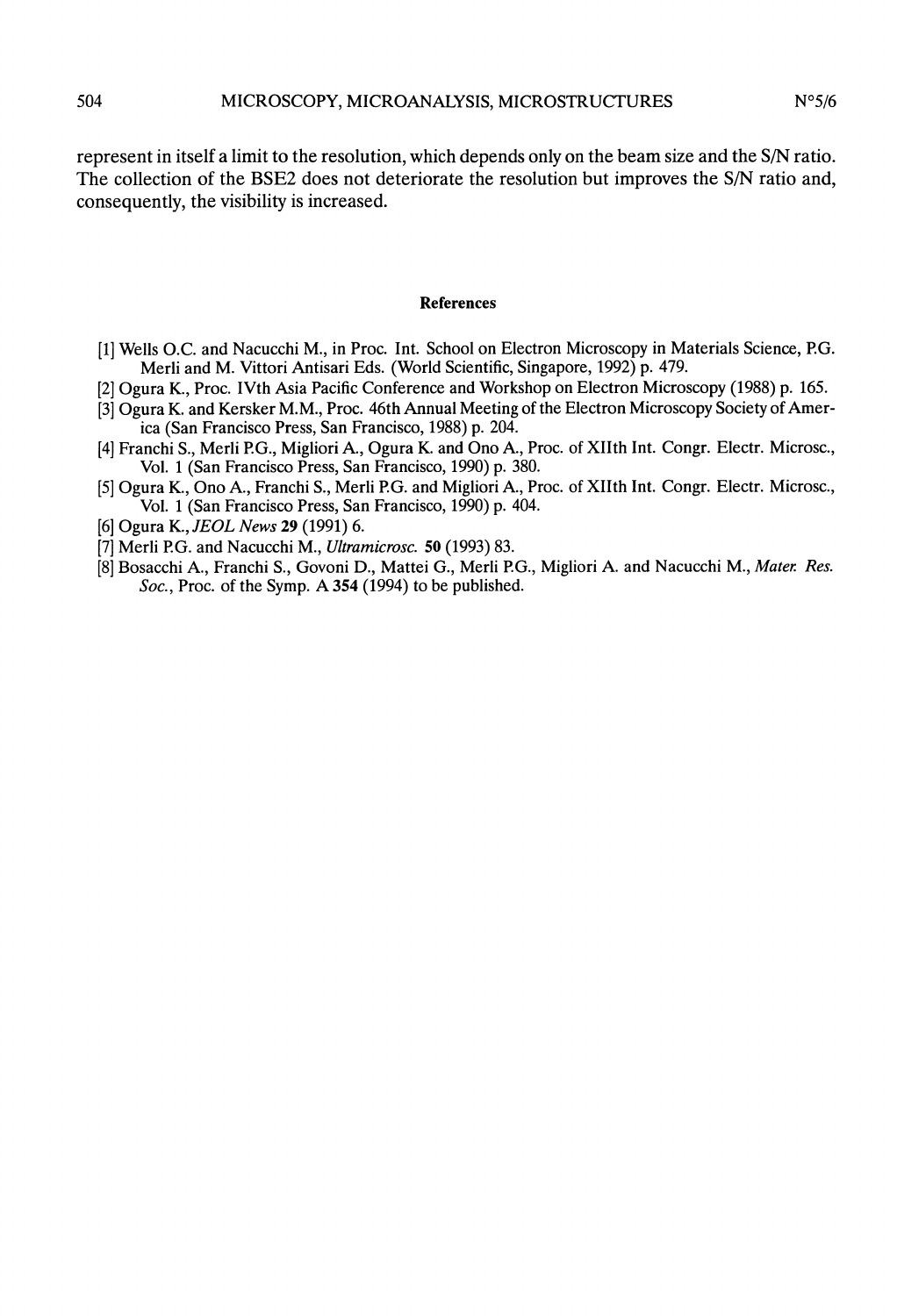represent in itself a limit to the resolution, which depends only on the beam size and the S/N ratio. The collection of the BSE2 does not deteriorate the resolution but improves the S/N ratio and, consequently, the visibility is increased.

### References

[1] Wells O.C. and Nacucchi M., in Proc. Int. School on Electron Microscopy in Materials Science, P.G. Merli and M. Vittori Antisari Eds. (World Scientific, Singapore, 1992) p. 479.

[2] Ogura K., Proc. IVth Asia Pacific Conference and Workshop on Electron Microscopy (1988) p. 165.

[3] Ogura K. and Kersker M.M., Proc. 46th Annual Meeting of the Electron Microscopy Society of America (San Francisco Press, San Francisco, 1988) p. 204.

[4] Franchi S., Merli P.G., Migliori A., Ogura K. and Ono A., Proc. of XIIth Int. Congr. Electr. Microsc., Vol. 1 (San Francisco Press, San Francisco, 1990) p. 380.

[5] Ogura K., Ono A., Franchi S., Merli P.G. and Migliori A., Proc. of XIIth Int. Congr. Electr. Microsc., Vol. 1 (San Francisco Press, San Francisco, 1990) p. 404.

[6] Ogura K., *JEOL News* **29** (1991) 6.

[7] Merli P.G. and Nacucchi M., *Ultramicrosc.* **50** (1993) 83.

[8] Bosacchi A., Franchi S., Govoni D., Mattei G., Merli P.G., Migliori A. and Nacucchi M., *Mater. Res. Soc.*, Proc. of the Symp. A **354** (1994) to be published.